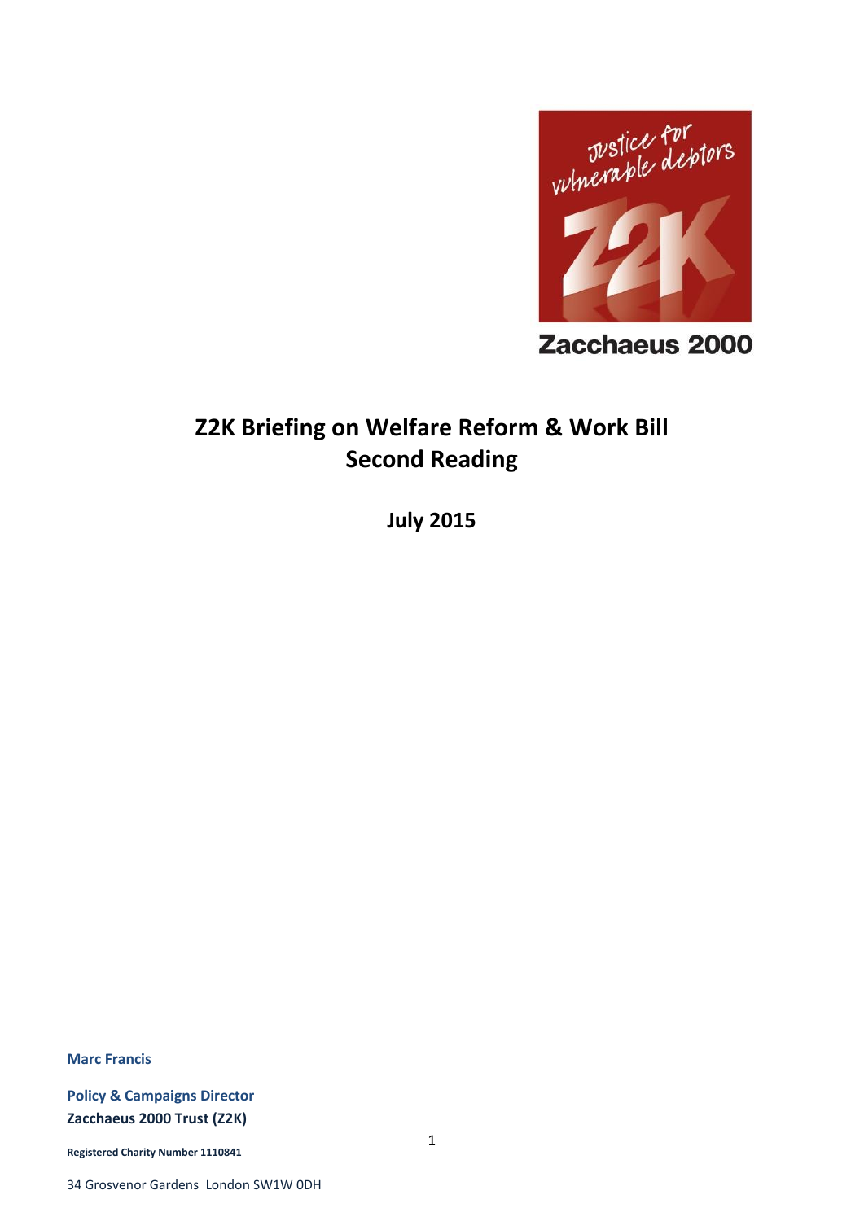Justice for vulnerable debtors

Z2K

Zacchaeus 2000

# Z2K Briefing on Welfare Reform & Work Bill Second Reading

**July 2015**

**Marc Francis**

**Policy & Campaigns Director**
**Zacchaeus 2000 Trust (Z2K)**

**Registered Charity Number 1110841**

34 Grosvenor Gardens London SW1W 0DH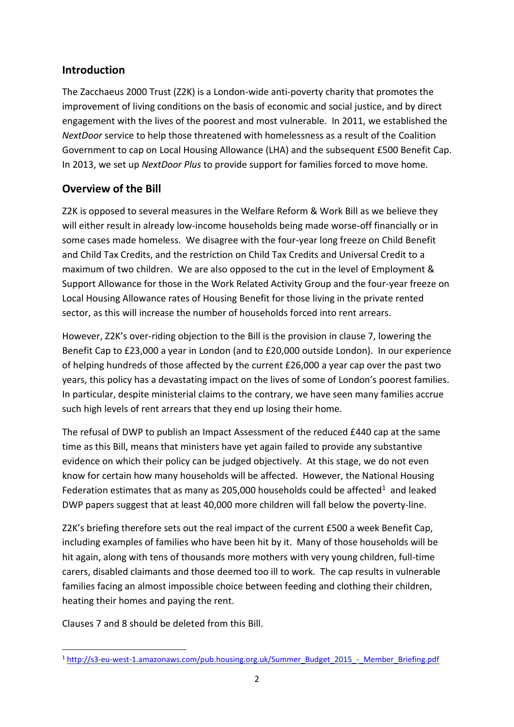## Introduction

The Zacchaeus 2000 Trust (Z2K) is a London-wide anti-poverty charity that promotes the improvement of living conditions on the basis of economic and social justice, and by direct engagement with the lives of the poorest and most vulnerable. In 2011, we established the *NextDoor* service to help those threatened with homelessness as a result of the Coalition Government to cap on Local Housing Allowance (LHA) and the subsequent £500 Benefit Cap. In 2013, we set up *NextDoor Plus* to provide support for families forced to move home.

## Overview of the Bill

Z2K is opposed to several measures in the Welfare Reform & Work Bill as we believe they will either result in already low-income households being made worse-off financially or in some cases made homeless. We disagree with the four-year long freeze on Child Benefit and Child Tax Credits, and the restriction on Child Tax Credits and Universal Credit to a maximum of two children. We are also opposed to the cut in the level of Employment & Support Allowance for those in the Work Related Activity Group and the four-year freeze on Local Housing Allowance rates of Housing Benefit for those living in the private rented sector, as this will increase the number of households forced into rent arrears.

However, Z2K's over-riding objection to the Bill is the provision in clause 7, lowering the Benefit Cap to £23,000 a year in London (and to £20,000 outside London). In our experience of helping hundreds of those affected by the current £26,000 a year cap over the past two years, this policy has a devastating impact on the lives of some of London's poorest families. In particular, despite ministerial claims to the contrary, we have seen many families accrue such high levels of rent arrears that they end up losing their home.

The refusal of DWP to publish an Impact Assessment of the reduced £440 cap at the same time as this Bill, means that ministers have yet again failed to provide any substantive evidence on which their policy can be judged objectively. At this stage, we do not even know for certain how many households will be affected. However, the National Housing Federation estimates that as many as 205,000 households could be affected[1] and leaked DWP papers suggest that at least 40,000 more children will fall below the poverty-line.

Z2K's briefing therefore sets out the real impact of the current £500 a week Benefit Cap, including examples of families who have been hit by it. Many of those households will be hit again, along with tens of thousands more mothers with very young children, full-time carers, disabled claimants and those deemed too ill to work. The cap results in vulnerable families facing an almost impossible choice between feeding and clothing their children, heating their homes and paying the rent.

Clauses 7 and 8 should be deleted from this Bill.

---

[1] http://s3-eu-west-1.amazonaws.com/pub.housing.org.uk/Summer_Budget_2015_-_Member_Briefing.pdf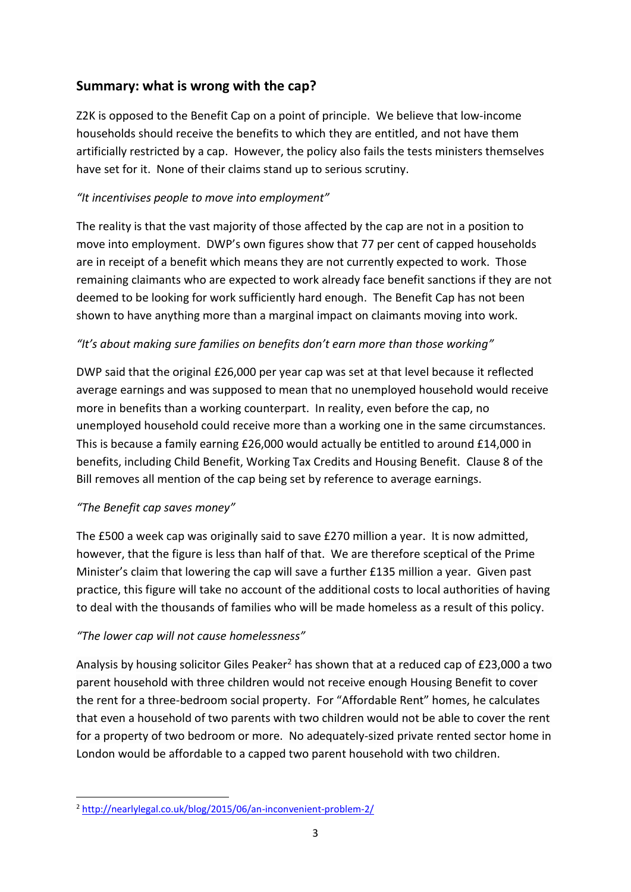## Summary: what is wrong with the cap?

Z2K is opposed to the Benefit Cap on a point of principle. We believe that low-income households should receive the benefits to which they are entitled, and not have them artificially restricted by a cap. However, the policy also fails the tests ministers themselves have set for it. None of their claims stand up to serious scrutiny.

*"It incentivises people to move into employment"*

The reality is that the vast majority of those affected by the cap are not in a position to move into employment. DWP's own figures show that 77 per cent of capped households are in receipt of a benefit which means they are not currently expected to work. Those remaining claimants who are expected to work already face benefit sanctions if they are not deemed to be looking for work sufficiently hard enough. The Benefit Cap has not been shown to have anything more than a marginal impact on claimants moving into work.

*"It's about making sure families on benefits don't earn more than those working"*

DWP said that the original £26,000 per year cap was set at that level because it reflected average earnings and was supposed to mean that no unemployed household would receive more in benefits than a working counterpart. In reality, even before the cap, no unemployed household could receive more than a working one in the same circumstances. This is because a family earning £26,000 would actually be entitled to around £14,000 in benefits, including Child Benefit, Working Tax Credits and Housing Benefit. Clause 8 of the Bill removes all mention of the cap being set by reference to average earnings.

*"The Benefit cap saves money"*

The £500 a week cap was originally said to save £270 million a year. It is now admitted, however, that the figure is less than half of that. We are therefore sceptical of the Prime Minister's claim that lowering the cap will save a further £135 million a year. Given past practice, this figure will take no account of the additional costs to local authorities of having to deal with the thousands of families who will be made homeless as a result of this policy.

*"The lower cap will not cause homelessness"*

Analysis by housing solicitor Giles Peaker[2] has shown that at a reduced cap of £23,000 a two parent household with three children would not receive enough Housing Benefit to cover the rent for a three-bedroom social property. For "Affordable Rent" homes, he calculates that even a household of two parents with two children would not be able to cover the rent for a property of two bedroom or more. No adequately-sized private rented sector home in London would be affordable to a capped two parent household with two children.

---

[2] http://nearlylegal.co.uk/blog/2015/06/an-inconvenient-problem-2/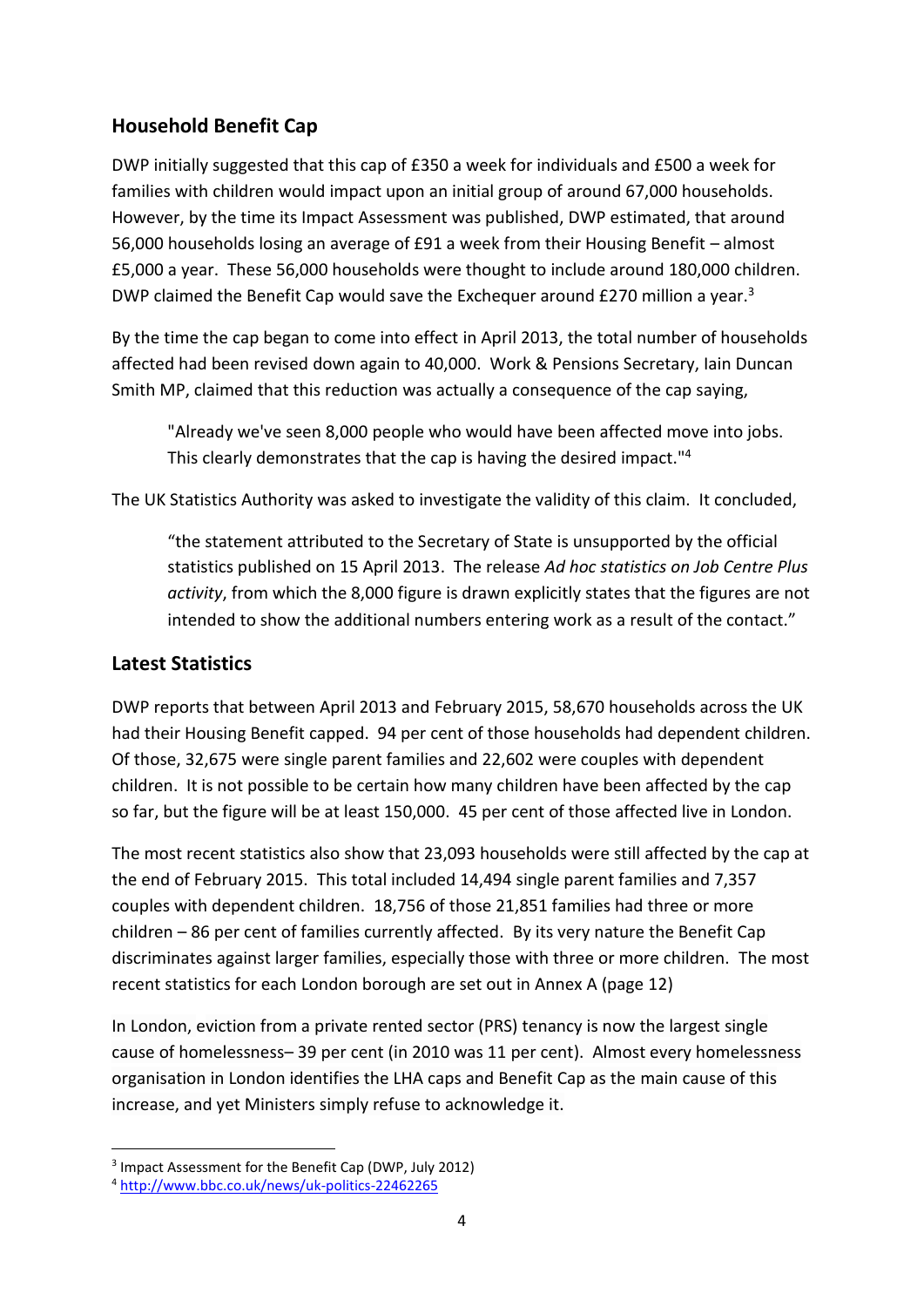## Household Benefit Cap

DWP initially suggested that this cap of £350 a week for individuals and £500 a week for families with children would impact upon an initial group of around 67,000 households. However, by the time its Impact Assessment was published, DWP estimated, that around 56,000 households losing an average of £91 a week from their Housing Benefit – almost £5,000 a year. These 56,000 households were thought to include around 180,000 children. DWP claimed the Benefit Cap would save the Exchequer around £270 million a year.[3]

By the time the cap began to come into effect in April 2013, the total number of households affected had been revised down again to 40,000. Work & Pensions Secretary, Iain Duncan Smith MP, claimed that this reduction was actually a consequence of the cap saying,

> "Already we've seen 8,000 people who would have been affected move into jobs. This clearly demonstrates that the cap is having the desired impact."[4]

The UK Statistics Authority was asked to investigate the validity of this claim. It concluded,

> "the statement attributed to the Secretary of State is unsupported by the official statistics published on 15 April 2013. The release *Ad hoc statistics on Job Centre Plus activity*, from which the 8,000 figure is drawn explicitly states that the figures are not intended to show the additional numbers entering work as a result of the contact."

## Latest Statistics

DWP reports that between April 2013 and February 2015, 58,670 households across the UK had their Housing Benefit capped. 94 per cent of those households had dependent children. Of those, 32,675 were single parent families and 22,602 were couples with dependent children. It is not possible to be certain how many children have been affected by the cap so far, but the figure will be at least 150,000. 45 per cent of those affected live in London.

The most recent statistics also show that 23,093 households were still affected by the cap at the end of February 2015. This total included 14,494 single parent families and 7,357 couples with dependent children. 18,756 of those 21,851 families had three or more children – 86 per cent of families currently affected. By its very nature the Benefit Cap discriminates against larger families, especially those with three or more children. The most recent statistics for each London borough are set out in Annex A (page 12)

In London, eviction from a private rented sector (PRS) tenancy is now the largest single cause of homelessness– 39 per cent (in 2010 was 11 per cent). Almost every homelessness organisation in London identifies the LHA caps and Benefit Cap as the main cause of this increase, and yet Ministers simply refuse to acknowledge it.

---

[3] Impact Assessment for the Benefit Cap (DWP, July 2012)

[4] http://www.bbc.co.uk/news/uk-politics-22462265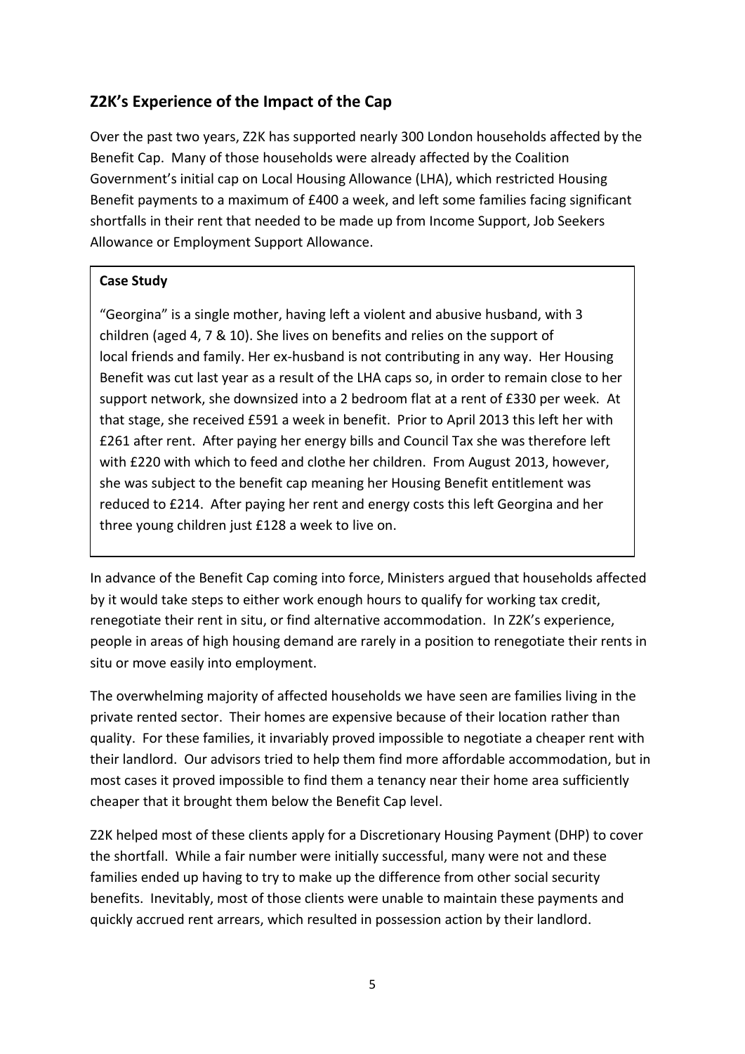## Z2K's Experience of the Impact of the Cap

Over the past two years, Z2K has supported nearly 300 London households affected by the Benefit Cap. Many of those households were already affected by the Coalition Government's initial cap on Local Housing Allowance (LHA), which restricted Housing Benefit payments to a maximum of £400 a week, and left some families facing significant shortfalls in their rent that needed to be made up from Income Support, Job Seekers Allowance or Employment Support Allowance.

> **Case Study**
>
> "Georgina" is a single mother, having left a violent and abusive husband, with 3 children (aged 4, 7 & 10). She lives on benefits and relies on the support of local friends and family. Her ex-husband is not contributing in any way. Her Housing Benefit was cut last year as a result of the LHA caps so, in order to remain close to her support network, she downsized into a 2 bedroom flat at a rent of £330 per week. At that stage, she received £591 a week in benefit. Prior to April 2013 this left her with £261 after rent. After paying her energy bills and Council Tax she was therefore left with £220 with which to feed and clothe her children. From August 2013, however, she was subject to the benefit cap meaning her Housing Benefit entitlement was reduced to £214. After paying her rent and energy costs this left Georgina and her three young children just £128 a week to live on.

In advance of the Benefit Cap coming into force, Ministers argued that households affected by it would take steps to either work enough hours to qualify for working tax credit, renegotiate their rent in situ, or find alternative accommodation. In Z2K's experience, people in areas of high housing demand are rarely in a position to renegotiate their rents in situ or move easily into employment.

The overwhelming majority of affected households we have seen are families living in the private rented sector. Their homes are expensive because of their location rather than quality. For these families, it invariably proved impossible to negotiate a cheaper rent with their landlord. Our advisors tried to help them find more affordable accommodation, but in most cases it proved impossible to find them a tenancy near their home area sufficiently cheaper that it brought them below the Benefit Cap level.

Z2K helped most of these clients apply for a Discretionary Housing Payment (DHP) to cover the shortfall. While a fair number were initially successful, many were not and these families ended up having to try to make up the difference from other social security benefits. Inevitably, most of those clients were unable to maintain these payments and quickly accrued rent arrears, which resulted in possession action by their landlord.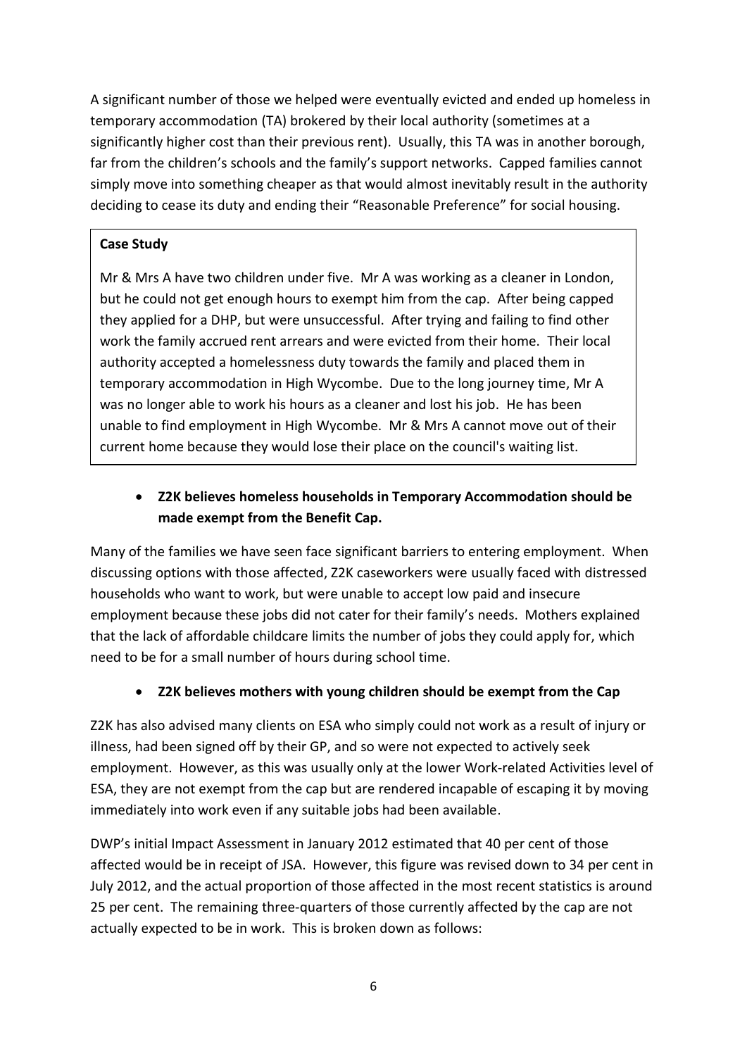A significant number of those we helped were eventually evicted and ended up homeless in temporary accommodation (TA) brokered by their local authority (sometimes at a significantly higher cost than their previous rent). Usually, this TA was in another borough, far from the children's schools and the family's support networks. Capped families cannot simply move into something cheaper as that would almost inevitably result in the authority deciding to cease its duty and ending their "Reasonable Preference" for social housing.

> **Case Study**
>
> Mr & Mrs A have two children under five. Mr A was working as a cleaner in London, but he could not get enough hours to exempt him from the cap. After being capped they applied for a DHP, but were unsuccessful. After trying and failing to find other work the family accrued rent arrears and were evicted from their home. Their local authority accepted a homelessness duty towards the family and placed them in temporary accommodation in High Wycombe. Due to the long journey time, Mr A was no longer able to work his hours as a cleaner and lost his job. He has been unable to find employment in High Wycombe. Mr & Mrs A cannot move out of their current home because they would lose their place on the council's waiting list.

- **Z2K believes homeless households in Temporary Accommodation should be made exempt from the Benefit Cap.**

Many of the families we have seen face significant barriers to entering employment. When discussing options with those affected, Z2K caseworkers were usually faced with distressed households who want to work, but were unable to accept low paid and insecure employment because these jobs did not cater for their family's needs. Mothers explained that the lack of affordable childcare limits the number of jobs they could apply for, which need to be for a small number of hours during school time.

- **Z2K believes mothers with young children should be exempt from the Cap**

Z2K has also advised many clients on ESA who simply could not work as a result of injury or illness, had been signed off by their GP, and so were not expected to actively seek employment. However, as this was usually only at the lower Work-related Activities level of ESA, they are not exempt from the cap but are rendered incapable of escaping it by moving immediately into work even if any suitable jobs had been available.

DWP's initial Impact Assessment in January 2012 estimated that 40 per cent of those affected would be in receipt of JSA. However, this figure was revised down to 34 per cent in July 2012, and the actual proportion of those affected in the most recent statistics is around 25 per cent. The remaining three-quarters of those currently affected by the cap are not actually expected to be in work. This is broken down as follows: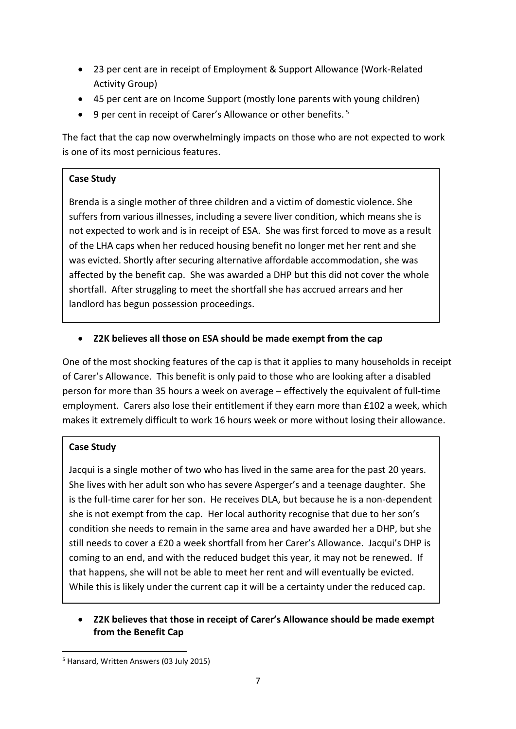- 23 per cent are in receipt of Employment & Support Allowance (Work-Related Activity Group)
- 45 per cent are on Income Support (mostly lone parents with young children)
- 9 per cent in receipt of Carer's Allowance or other benefits.[5]

The fact that the cap now overwhelmingly impacts on those who are not expected to work is one of its most pernicious features.

> **Case Study**
>
> Brenda is a single mother of three children and a victim of domestic violence. She suffers from various illnesses, including a severe liver condition, which means she is not expected to work and is in receipt of ESA. She was first forced to move as a result of the LHA caps when her reduced housing benefit no longer met her rent and she was evicted. Shortly after securing alternative affordable accommodation, she was affected by the benefit cap. She was awarded a DHP but this did not cover the whole shortfall. After struggling to meet the shortfall she has accrued arrears and her landlord has begun possession proceedings.

- **Z2K believes all those on ESA should be made exempt from the cap**

One of the most shocking features of the cap is that it applies to many households in receipt of Carer's Allowance. This benefit is only paid to those who are looking after a disabled person for more than 35 hours a week on average – effectively the equivalent of full-time employment. Carers also lose their entitlement if they earn more than £102 a week, which makes it extremely difficult to work 16 hours week or more without losing their allowance.

> **Case Study**
>
> Jacqui is a single mother of two who has lived in the same area for the past 20 years. She lives with her adult son who has severe Asperger's and a teenage daughter. She is the full-time carer for her son. He receives DLA, but because he is a non-dependent she is not exempt from the cap. Her local authority recognise that due to her son's condition she needs to remain in the same area and have awarded her a DHP, but she still needs to cover a £20 a week shortfall from her Carer's Allowance. Jacqui's DHP is coming to an end, and with the reduced budget this year, it may not be renewed. If that happens, she will not be able to meet her rent and will eventually be evicted. While this is likely under the current cap it will be a certainty under the reduced cap.

- **Z2K believes that those in receipt of Carer's Allowance should be made exempt from the Benefit Cap**

---

[5] Hansard, Written Answers (03 July 2015)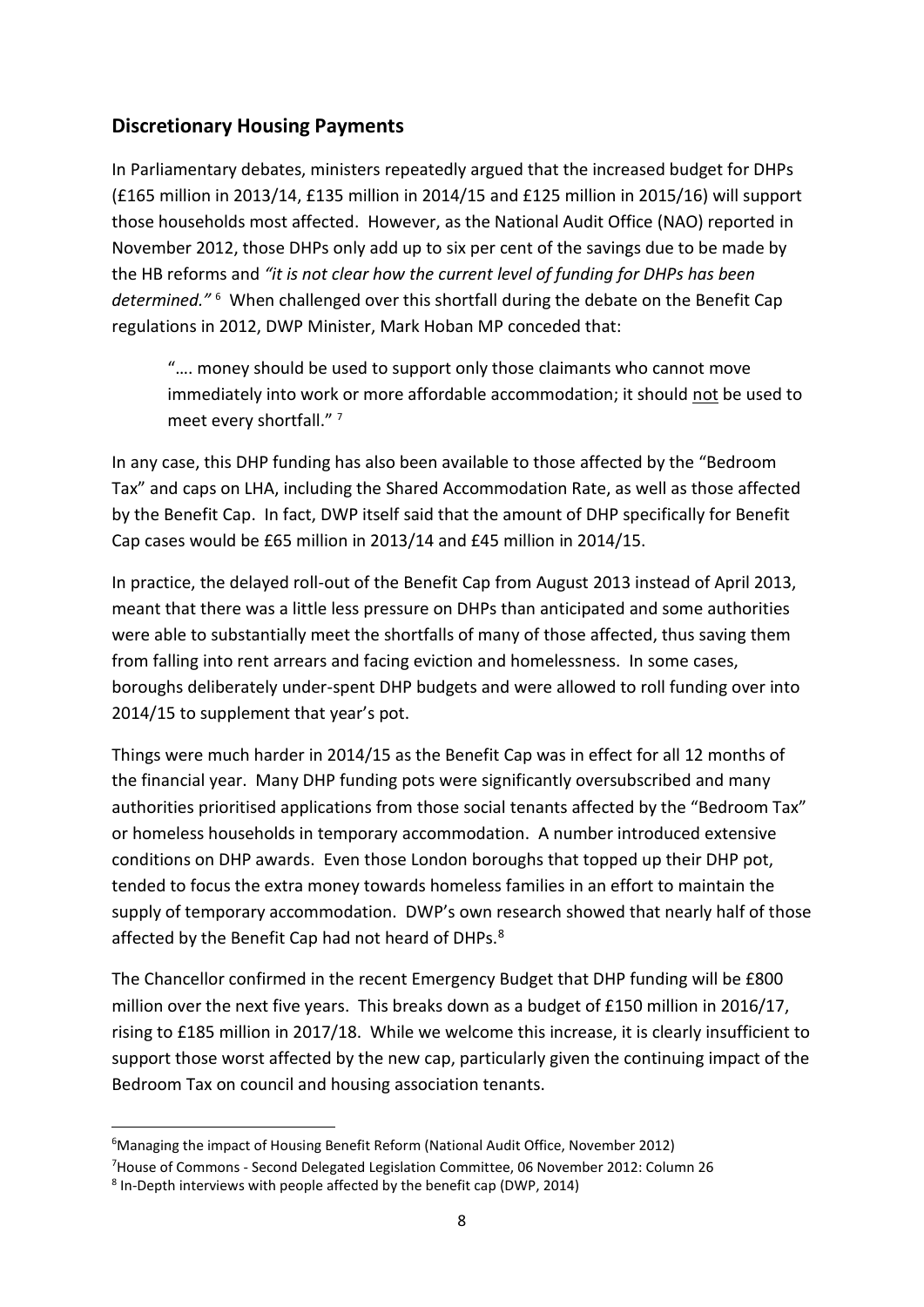## Discretionary Housing Payments

In Parliamentary debates, ministers repeatedly argued that the increased budget for DHPs (£165 million in 2013/14, £135 million in 2014/15 and £125 million in 2015/16) will support those households most affected. However, as the National Audit Office (NAO) reported in November 2012, those DHPs only add up to six per cent of the savings due to be made by the HB reforms and *"it is not clear how the current level of funding for DHPs has been determined."* [6] When challenged over this shortfall during the debate on the Benefit Cap regulations in 2012, DWP Minister, Mark Hoban MP conceded that:

> "…. money should be used to support only those claimants who cannot move immediately into work or more affordable accommodation; it should <u>not</u> be used to meet every shortfall." [7]

In any case, this DHP funding has also been available to those affected by the "Bedroom Tax" and caps on LHA, including the Shared Accommodation Rate, as well as those affected by the Benefit Cap. In fact, DWP itself said that the amount of DHP specifically for Benefit Cap cases would be £65 million in 2013/14 and £45 million in 2014/15.

In practice, the delayed roll-out of the Benefit Cap from August 2013 instead of April 2013, meant that there was a little less pressure on DHPs than anticipated and some authorities were able to substantially meet the shortfalls of many of those affected, thus saving them from falling into rent arrears and facing eviction and homelessness. In some cases, boroughs deliberately under-spent DHP budgets and were allowed to roll funding over into 2014/15 to supplement that year's pot.

Things were much harder in 2014/15 as the Benefit Cap was in effect for all 12 months of the financial year. Many DHP funding pots were significantly oversubscribed and many authorities prioritised applications from those social tenants affected by the "Bedroom Tax" or homeless households in temporary accommodation. A number introduced extensive conditions on DHP awards. Even those London boroughs that topped up their DHP pot, tended to focus the extra money towards homeless families in an effort to maintain the supply of temporary accommodation. DWP's own research showed that nearly half of those affected by the Benefit Cap had not heard of DHPs.[8]

The Chancellor confirmed in the recent Emergency Budget that DHP funding will be £800 million over the next five years. This breaks down as a budget of £150 million in 2016/17, rising to £185 million in 2017/18. While we welcome this increase, it is clearly insufficient to support those worst affected by the new cap, particularly given the continuing impact of the Bedroom Tax on council and housing association tenants.

---

[6] Managing the impact of Housing Benefit Reform (National Audit Office, November 2012)

[7] House of Commons - Second Delegated Legislation Committee, 06 November 2012: Column 26

[8] In-Depth interviews with people affected by the benefit cap (DWP, 2014)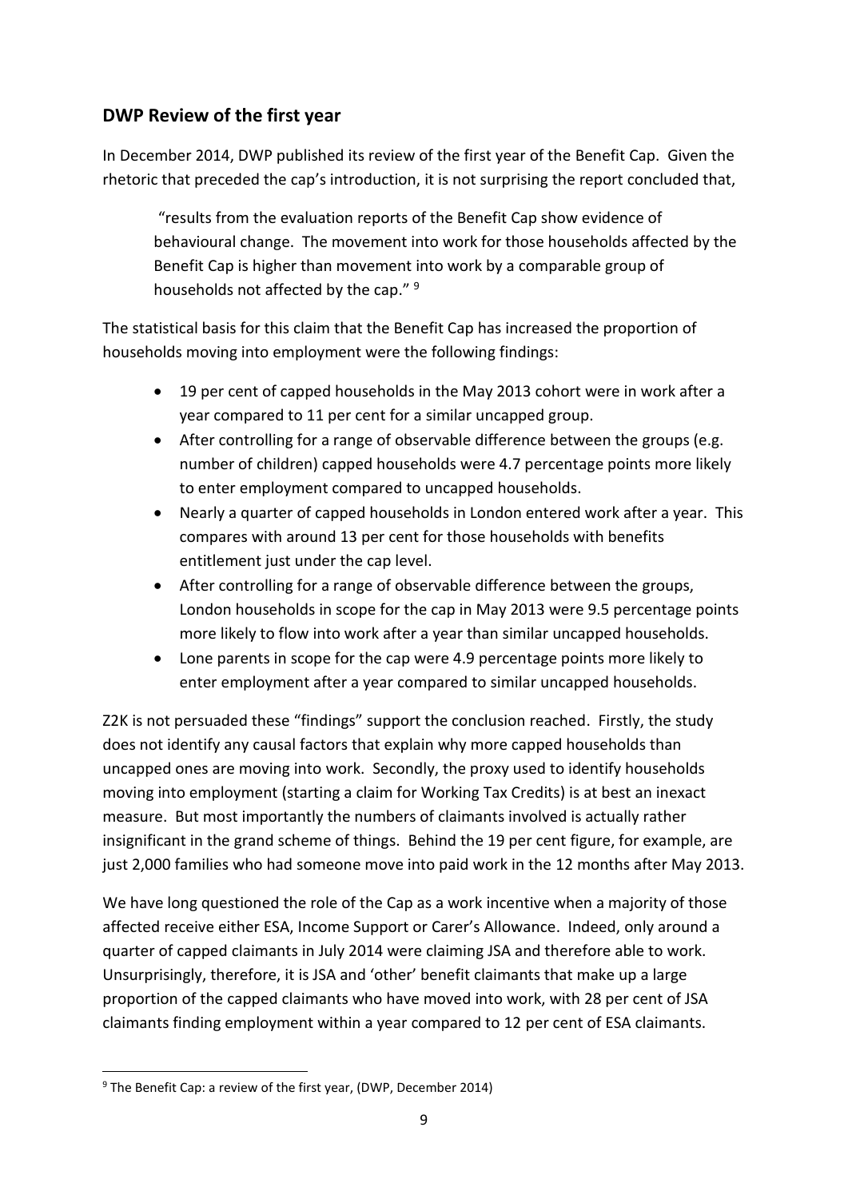## DWP Review of the first year

In December 2014, DWP published its review of the first year of the Benefit Cap. Given the rhetoric that preceded the cap's introduction, it is not surprising the report concluded that,

> "results from the evaluation reports of the Benefit Cap show evidence of behavioural change. The movement into work for those households affected by the Benefit Cap is higher than movement into work by a comparable group of households not affected by the cap." [9]

The statistical basis for this claim that the Benefit Cap has increased the proportion of households moving into employment were the following findings:

- 19 per cent of capped households in the May 2013 cohort were in work after a year compared to 11 per cent for a similar uncapped group.
- After controlling for a range of observable difference between the groups (e.g. number of children) capped households were 4.7 percentage points more likely to enter employment compared to uncapped households.
- Nearly a quarter of capped households in London entered work after a year. This compares with around 13 per cent for those households with benefits entitlement just under the cap level.
- After controlling for a range of observable difference between the groups, London households in scope for the cap in May 2013 were 9.5 percentage points more likely to flow into work after a year than similar uncapped households.
- Lone parents in scope for the cap were 4.9 percentage points more likely to enter employment after a year compared to similar uncapped households.

Z2K is not persuaded these "findings" support the conclusion reached. Firstly, the study does not identify any causal factors that explain why more capped households than uncapped ones are moving into work. Secondly, the proxy used to identify households moving into employment (starting a claim for Working Tax Credits) is at best an inexact measure. But most importantly the numbers of claimants involved is actually rather insignificant in the grand scheme of things. Behind the 19 per cent figure, for example, are just 2,000 families who had someone move into paid work in the 12 months after May 2013.

We have long questioned the role of the Cap as a work incentive when a majority of those affected receive either ESA, Income Support or Carer's Allowance. Indeed, only around a quarter of capped claimants in July 2014 were claiming JSA and therefore able to work. Unsurprisingly, therefore, it is JSA and 'other' benefit claimants that make up a large proportion of the capped claimants who have moved into work, with 28 per cent of JSA claimants finding employment within a year compared to 12 per cent of ESA claimants.

---

[9] The Benefit Cap: a review of the first year, (DWP, December 2014)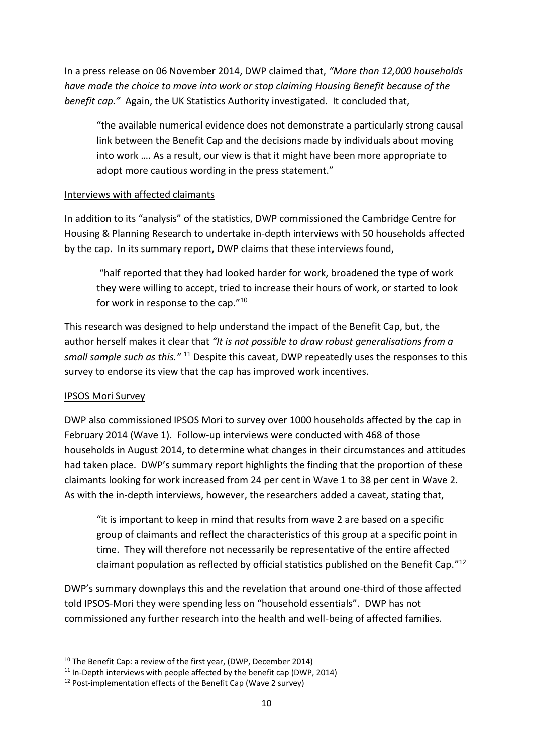In a press release on 06 November 2014, DWP claimed that, *"More than 12,000 households have made the choice to move into work or stop claiming Housing Benefit because of the benefit cap."* Again, the UK Statistics Authority investigated. It concluded that,

> "the available numerical evidence does not demonstrate a particularly strong causal link between the Benefit Cap and the decisions made by individuals about moving into work …. As a result, our view is that it might have been more appropriate to adopt more cautious wording in the press statement."

<u>Interviews with affected claimants</u>

In addition to its "analysis" of the statistics, DWP commissioned the Cambridge Centre for Housing & Planning Research to undertake in-depth interviews with 50 households affected by the cap. In its summary report, DWP claims that these interviews found,

> "half reported that they had looked harder for work, broadened the type of work they were willing to accept, tried to increase their hours of work, or started to look for work in response to the cap."[10]

This research was designed to help understand the impact of the Benefit Cap, but, the author herself makes it clear that *"It is not possible to draw robust generalisations from a small sample such as this."* [11] Despite this caveat, DWP repeatedly uses the responses to this survey to endorse its view that the cap has improved work incentives.

<u>IPSOS Mori Survey</u>

DWP also commissioned IPSOS Mori to survey over 1000 households affected by the cap in February 2014 (Wave 1). Follow-up interviews were conducted with 468 of those households in August 2014, to determine what changes in their circumstances and attitudes had taken place. DWP's summary report highlights the finding that the proportion of these claimants looking for work increased from 24 per cent in Wave 1 to 38 per cent in Wave 2. As with the in-depth interviews, however, the researchers added a caveat, stating that,

> "it is important to keep in mind that results from wave 2 are based on a specific group of claimants and reflect the characteristics of this group at a specific point in time. They will therefore not necessarily be representative of the entire affected claimant population as reflected by official statistics published on the Benefit Cap."[12]

DWP's summary downplays this and the revelation that around one-third of those affected told IPSOS-Mori they were spending less on "household essentials". DWP has not commissioned any further research into the health and well-being of affected families.

---

[10] The Benefit Cap: a review of the first year, (DWP, December 2014)

[11] In-Depth interviews with people affected by the benefit cap (DWP, 2014)

[12] Post-implementation effects of the Benefit Cap (Wave 2 survey)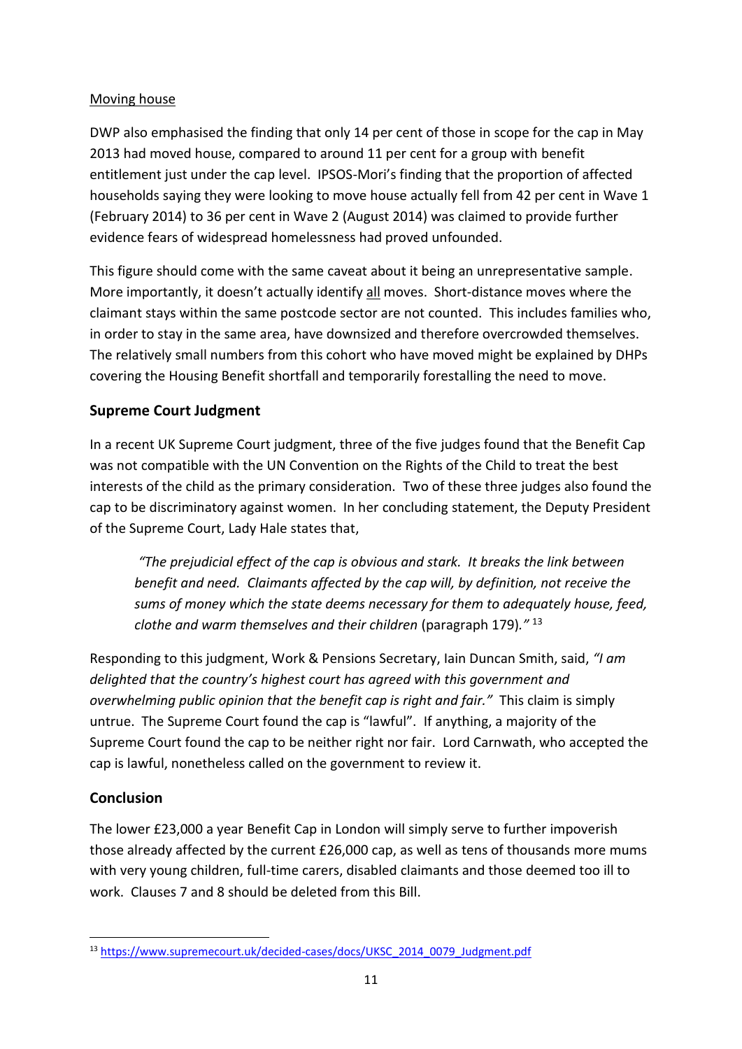<u>Moving house</u>

DWP also emphasised the finding that only 14 per cent of those in scope for the cap in May 2013 had moved house, compared to around 11 per cent for a group with benefit entitlement just under the cap level. IPSOS-Mori's finding that the proportion of affected households saying they were looking to move house actually fell from 42 per cent in Wave 1 (February 2014) to 36 per cent in Wave 2 (August 2014) was claimed to provide further evidence fears of widespread homelessness had proved unfounded.

This figure should come with the same caveat about it being an unrepresentative sample. More importantly, it doesn't actually identify <u>all</u> moves. Short-distance moves where the claimant stays within the same postcode sector are not counted. This includes families who, in order to stay in the same area, have downsized and therefore overcrowded themselves. The relatively small numbers from this cohort who have moved might be explained by DHPs covering the Housing Benefit shortfall and temporarily forestalling the need to move.

## Supreme Court Judgment

In a recent UK Supreme Court judgment, three of the five judges found that the Benefit Cap was not compatible with the UN Convention on the Rights of the Child to treat the best interests of the child as the primary consideration. Two of these three judges also found the cap to be discriminatory against women. In her concluding statement, the Deputy President of the Supreme Court, Lady Hale states that,

> *"The prejudicial effect of the cap is obvious and stark. It breaks the link between benefit and need. Claimants affected by the cap will, by definition, not receive the sums of money which the state deems necessary for them to adequately house, feed, clothe and warm themselves and their children* (paragraph 179)*."* [13]

Responding to this judgment, Work & Pensions Secretary, Iain Duncan Smith, said, *"I am delighted that the country's highest court has agreed with this government and overwhelming public opinion that the benefit cap is right and fair."* This claim is simply untrue. The Supreme Court found the cap is "lawful". If anything, a majority of the Supreme Court found the cap to be neither right nor fair. Lord Carnwath, who accepted the cap is lawful, nonetheless called on the government to review it.

## Conclusion

The lower £23,000 a year Benefit Cap in London will simply serve to further impoverish those already affected by the current £26,000 cap, as well as tens of thousands more mums with very young children, full-time carers, disabled claimants and those deemed too ill to work. Clauses 7 and 8 should be deleted from this Bill.

---

[13] https://www.supremecourt.uk/decided-cases/docs/UKSC_2014_0079_Judgment.pdf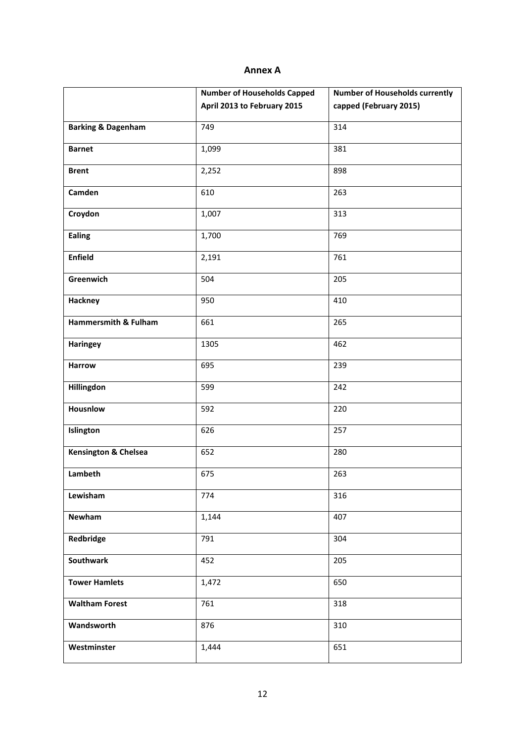## Annex A

| | Number of Households Capped April 2013 to February 2015 | Number of Households currently capped (February 2015) |
|---|---|---|
| **Barking & Dagenham** | 749 | 314 |
| **Barnet** | 1,099 | 381 |
| **Brent** | 2,252 | 898 |
| **Camden** | 610 | 263 |
| **Croydon** | 1,007 | 313 |
| **Ealing** | 1,700 | 769 |
| **Enfield** | 2,191 | 761 |
| **Greenwich** | 504 | 205 |
| **Hackney** | 950 | 410 |
| **Hammersmith & Fulham** | 661 | 265 |
| **Haringey** | 1305 | 462 |
| **Harrow** | 695 | 239 |
| **Hillingdon** | 599 | 242 |
| **Housnlow** | 592 | 220 |
| **Islington** | 626 | 257 |
| **Kensington & Chelsea** | 652 | 280 |
| **Lambeth** | 675 | 263 |
| **Lewisham** | 774 | 316 |
| **Newham** | 1,144 | 407 |
| **Redbridge** | 791 | 304 |
| **Southwark** | 452 | 205 |
| **Tower Hamlets** | 1,472 | 650 |
| **Waltham Forest** | 761 | 318 |
| **Wandsworth** | 876 | 310 |
| **Westminster** | 1,444 | 651 |